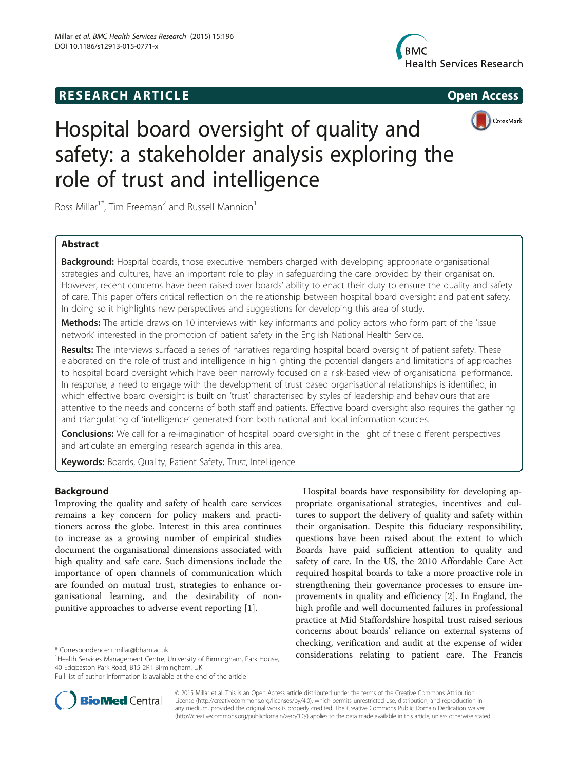**RESEARCH ARTICLE** **Open Access**

# Hospital board oversight of quality and safety: a stakeholder analysis exploring the role of trust and intelligence

Ross Millar[1*], Tim Freeman[2] and Russell Mannion[1]

## Abstract

**Background:** Hospital boards, those executive members charged with developing appropriate organisational strategies and cultures, have an important role to play in safeguarding the care provided by their organisation. However, recent concerns have been raised over boards' ability to enact their duty to ensure the quality and safety of care. This paper offers critical reflection on the relationship between hospital board oversight and patient safety. In doing so it highlights new perspectives and suggestions for developing this area of study.

**Methods:** The article draws on 10 interviews with key informants and policy actors who form part of the 'issue network' interested in the promotion of patient safety in the English National Health Service.

**Results:** The interviews surfaced a series of narratives regarding hospital board oversight of patient safety. These elaborated on the role of trust and intelligence in highlighting the potential dangers and limitations of approaches to hospital board oversight which have been narrowly focused on a risk-based view of organisational performance. In response, a need to engage with the development of trust based organisational relationships is identified, in which effective board oversight is built on 'trust' characterised by styles of leadership and behaviours that are attentive to the needs and concerns of both staff and patients. Effective board oversight also requires the gathering and triangulating of 'intelligence' generated from both national and local information sources.

**Conclusions:** We call for a re-imagination of hospital board oversight in the light of these different perspectives and articulate an emerging research agenda in this area.

**Keywords:** Boards, Quality, Patient Safety, Trust, Intelligence

## Background

Improving the quality and safety of health care services remains a key concern for policy makers and practitioners across the globe. Interest in this area continues to increase as a growing number of empirical studies document the organisational dimensions associated with high quality and safe care. Such dimensions include the importance of open channels of communication which are founded on mutual trust, strategies to enhance organisational learning, and the desirability of non-punitive approaches to adverse event reporting [1].

Hospital boards have responsibility for developing appropriate organisational strategies, incentives and cultures to support the delivery of quality and safety within their organisation. Despite this fiduciary responsibility, questions have been raised about the extent to which Boards have paid sufficient attention to quality and safety of care. In the US, the 2010 Affordable Care Act required hospital boards to take a more proactive role in strengthening their governance processes to ensure improvements in quality and efficiency [2]. In England, the high profile and well documented failures in professional practice at Mid Staffordshire hospital trust raised serious concerns about boards' reliance on external systems of checking, verification and audit at the expense of wider considerations relating to patient care. The Francis

\* Correspondence: r.millar@bham.ac.uk
[1]Health Services Management Centre, University of Birmingham, Park House, 40 Edgbaston Park Road, B15 2RT Birmingham, UK
Full list of author information is available at the end of the article

© 2015 Millar et al. This is an Open Access article distributed under the terms of the Creative Commons Attribution License (http://creativecommons.org/licenses/by/4.0), which permits unrestricted use, distribution, and reproduction in any medium, provided the original work is properly credited. The Creative Commons Public Domain Dedication waiver (http://creativecommons.org/publicdomain/zero/1.0/) applies to the data made available in this article, unless otherwise stated.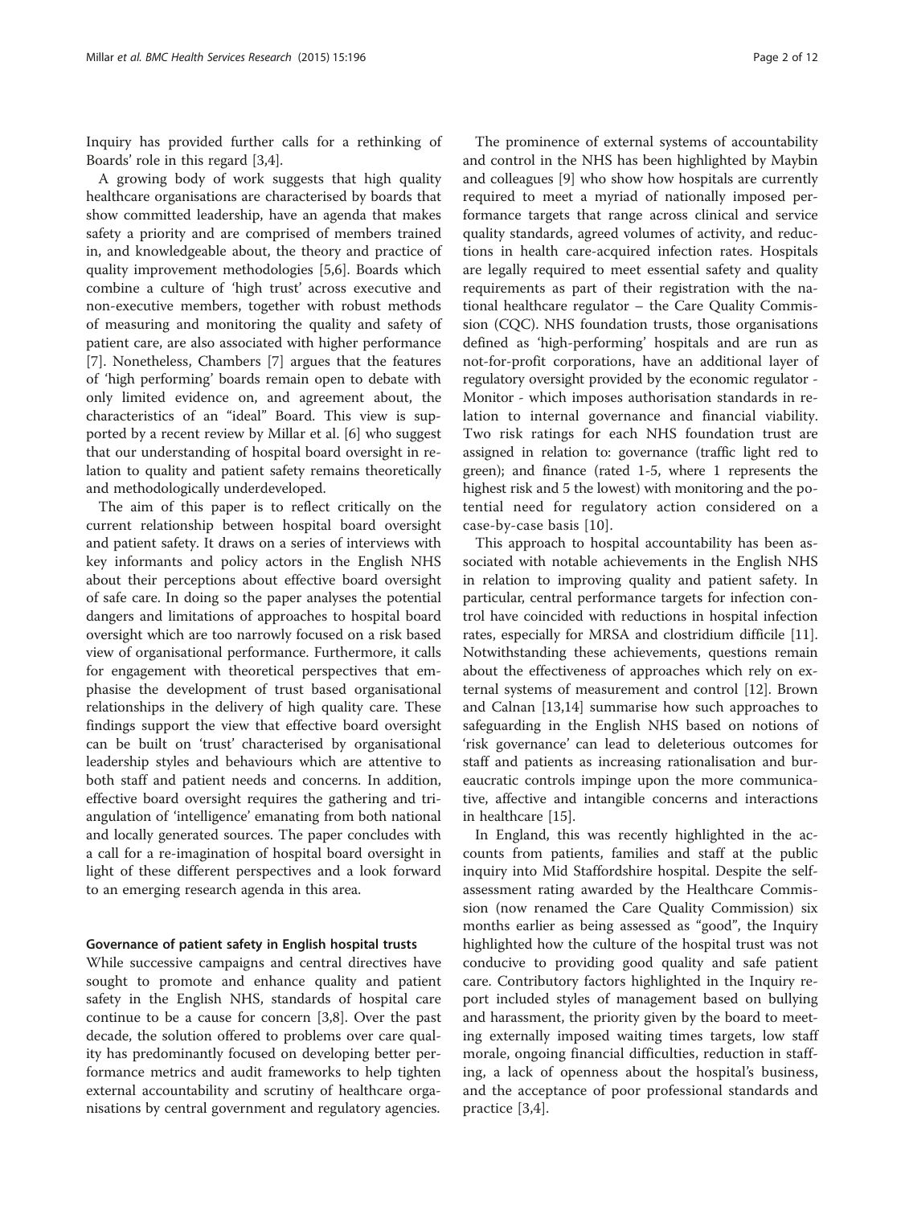Inquiry has provided further calls for a rethinking of Boards' role in this regard [3,4].

A growing body of work suggests that high quality healthcare organisations are characterised by boards that show committed leadership, have an agenda that makes safety a priority and are comprised of members trained in, and knowledgeable about, the theory and practice of quality improvement methodologies [5,6]. Boards which combine a culture of 'high trust' across executive and non-executive members, together with robust methods of measuring and monitoring the quality and safety of patient care, are also associated with higher performance [7]. Nonetheless, Chambers [7] argues that the features of 'high performing' boards remain open to debate with only limited evidence on, and agreement about, the characteristics of an "ideal" Board. This view is supported by a recent review by Millar et al. [6] who suggest that our understanding of hospital board oversight in relation to quality and patient safety remains theoretically and methodologically underdeveloped.

The aim of this paper is to reflect critically on the current relationship between hospital board oversight and patient safety. It draws on a series of interviews with key informants and policy actors in the English NHS about their perceptions about effective board oversight of safe care. In doing so the paper analyses the potential dangers and limitations of approaches to hospital board oversight which are too narrowly focused on a risk based view of organisational performance. Furthermore, it calls for engagement with theoretical perspectives that emphasise the development of trust based organisational relationships in the delivery of high quality care. These findings support the view that effective board oversight can be built on 'trust' characterised by organisational leadership styles and behaviours which are attentive to both staff and patient needs and concerns. In addition, effective board oversight requires the gathering and triangulation of 'intelligence' emanating from both national and locally generated sources. The paper concludes with a call for a re-imagination of hospital board oversight in light of these different perspectives and a look forward to an emerging research agenda in this area.

## Governance of patient safety in English hospital trusts

While successive campaigns and central directives have sought to promote and enhance quality and patient safety in the English NHS, standards of hospital care continue to be a cause for concern [3,8]. Over the past decade, the solution offered to problems over care quality has predominantly focused on developing better performance metrics and audit frameworks to help tighten external accountability and scrutiny of healthcare organisations by central government and regulatory agencies.

The prominence of external systems of accountability and control in the NHS has been highlighted by Maybin and colleagues [9] who show how hospitals are currently required to meet a myriad of nationally imposed performance targets that range across clinical and service quality standards, agreed volumes of activity, and reductions in health care-acquired infection rates. Hospitals are legally required to meet essential safety and quality requirements as part of their registration with the national healthcare regulator – the Care Quality Commission (CQC). NHS foundation trusts, those organisations defined as 'high-performing' hospitals and are run as not-for-profit corporations, have an additional layer of regulatory oversight provided by the economic regulator - Monitor - which imposes authorisation standards in relation to internal governance and financial viability. Two risk ratings for each NHS foundation trust are assigned in relation to: governance (traffic light red to green); and finance (rated 1-5, where 1 represents the highest risk and 5 the lowest) with monitoring and the potential need for regulatory action considered on a case-by-case basis [10].

This approach to hospital accountability has been associated with notable achievements in the English NHS in relation to improving quality and patient safety. In particular, central performance targets for infection control have coincided with reductions in hospital infection rates, especially for MRSA and clostridium difficile [11]. Notwithstanding these achievements, questions remain about the effectiveness of approaches which rely on external systems of measurement and control [12]. Brown and Calnan [13,14] summarise how such approaches to safeguarding in the English NHS based on notions of 'risk governance' can lead to deleterious outcomes for staff and patients as increasing rationalisation and bureaucratic controls impinge upon the more communicative, affective and intangible concerns and interactions in healthcare [15].

In England, this was recently highlighted in the accounts from patients, families and staff at the public inquiry into Mid Staffordshire hospital. Despite the self-assessment rating awarded by the Healthcare Commission (now renamed the Care Quality Commission) six months earlier as being assessed as "good", the Inquiry highlighted how the culture of the hospital trust was not conducive to providing good quality and safe patient care. Contributory factors highlighted in the Inquiry report included styles of management based on bullying and harassment, the priority given by the board to meeting externally imposed waiting times targets, low staff morale, ongoing financial difficulties, reduction in staffing, a lack of openness about the hospital's business, and the acceptance of poor professional standards and practice [3,4].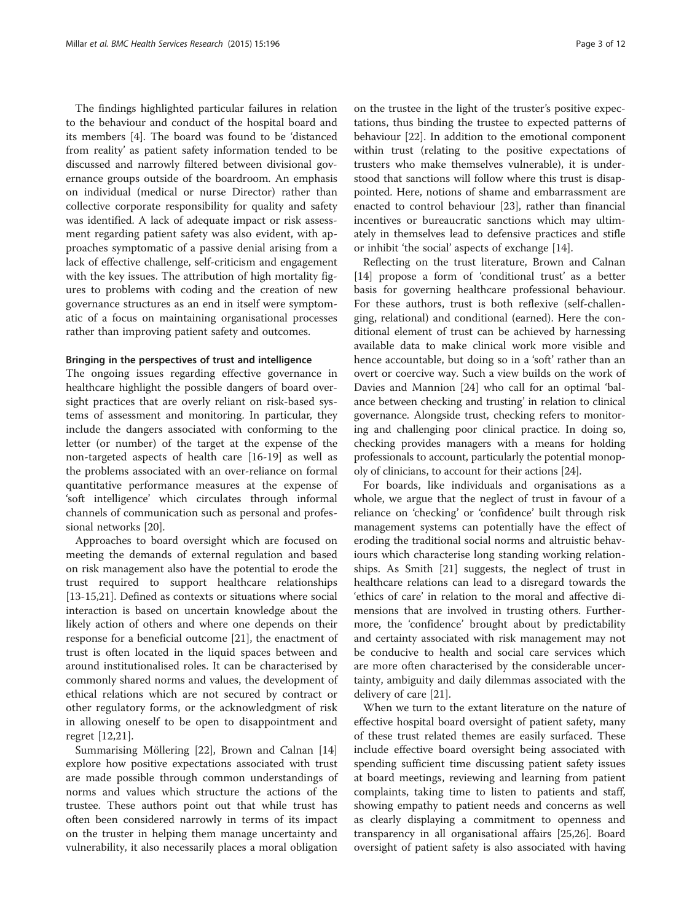The findings highlighted particular failures in relation to the behaviour and conduct of the hospital board and its members [4]. The board was found to be 'distanced from reality' as patient safety information tended to be discussed and narrowly filtered between divisional governance groups outside of the boardroom. An emphasis on individual (medical or nurse Director) rather than collective corporate responsibility for quality and safety was identified. A lack of adequate impact or risk assessment regarding patient safety was also evident, with approaches symptomatic of a passive denial arising from a lack of effective challenge, self-criticism and engagement with the key issues. The attribution of high mortality figures to problems with coding and the creation of new governance structures as an end in itself were symptomatic of a focus on maintaining organisational processes rather than improving patient safety and outcomes.

### Bringing in the perspectives of trust and intelligence

The ongoing issues regarding effective governance in healthcare highlight the possible dangers of board oversight practices that are overly reliant on risk-based systems of assessment and monitoring. In particular, they include the dangers associated with conforming to the letter (or number) of the target at the expense of the non-targeted aspects of health care [16-19] as well as the problems associated with an over-reliance on formal quantitative performance measures at the expense of 'soft intelligence' which circulates through informal channels of communication such as personal and professional networks [20].

Approaches to board oversight which are focused on meeting the demands of external regulation and based on risk management also have the potential to erode the trust required to support healthcare relationships [13-15,21]. Defined as contexts or situations where social interaction is based on uncertain knowledge about the likely action of others and where one depends on their response for a beneficial outcome [21], the enactment of trust is often located in the liquid spaces between and around institutionalised roles. It can be characterised by commonly shared norms and values, the development of ethical relations which are not secured by contract or other regulatory forms, or the acknowledgment of risk in allowing oneself to be open to disappointment and regret [12,21].

Summarising Möllering [22], Brown and Calnan [14] explore how positive expectations associated with trust are made possible through common understandings of norms and values which structure the actions of the trustee. These authors point out that while trust has often been considered narrowly in terms of its impact on the truster in helping them manage uncertainty and vulnerability, it also necessarily places a moral obligation on the trustee in the light of the truster's positive expectations, thus binding the trustee to expected patterns of behaviour [22]. In addition to the emotional component within trust (relating to the positive expectations of trusters who make themselves vulnerable), it is understood that sanctions will follow where this trust is disappointed. Here, notions of shame and embarrassment are enacted to control behaviour [23], rather than financial incentives or bureaucratic sanctions which may ultimately in themselves lead to defensive practices and stifle or inhibit 'the social' aspects of exchange [14].

Reflecting on the trust literature, Brown and Calnan [14] propose a form of 'conditional trust' as a better basis for governing healthcare professional behaviour. For these authors, trust is both reflexive (self-challenging, relational) and conditional (earned). Here the conditional element of trust can be achieved by harnessing available data to make clinical work more visible and hence accountable, but doing so in a 'soft' rather than an overt or coercive way. Such a view builds on the work of Davies and Mannion [24] who call for an optimal 'balance between checking and trusting' in relation to clinical governance. Alongside trust, checking refers to monitoring and challenging poor clinical practice. In doing so, checking provides managers with a means for holding professionals to account, particularly the potential monopoly of clinicians, to account for their actions [24].

For boards, like individuals and organisations as a whole, we argue that the neglect of trust in favour of a reliance on 'checking' or 'confidence' built through risk management systems can potentially have the effect of eroding the traditional social norms and altruistic behaviours which characterise long standing working relationships. As Smith [21] suggests, the neglect of trust in healthcare relations can lead to a disregard towards the 'ethics of care' in relation to the moral and affective dimensions that are involved in trusting others. Furthermore, the 'confidence' brought about by predictability and certainty associated with risk management may not be conducive to health and social care services which are more often characterised by the considerable uncertainty, ambiguity and daily dilemmas associated with the delivery of care [21].

When we turn to the extant literature on the nature of effective hospital board oversight of patient safety, many of these trust related themes are easily surfaced. These include effective board oversight being associated with spending sufficient time discussing patient safety issues at board meetings, reviewing and learning from patient complaints, taking time to listen to patients and staff, showing empathy to patient needs and concerns as well as clearly displaying a commitment to openness and transparency in all organisational affairs [25,26]. Board oversight of patient safety is also associated with having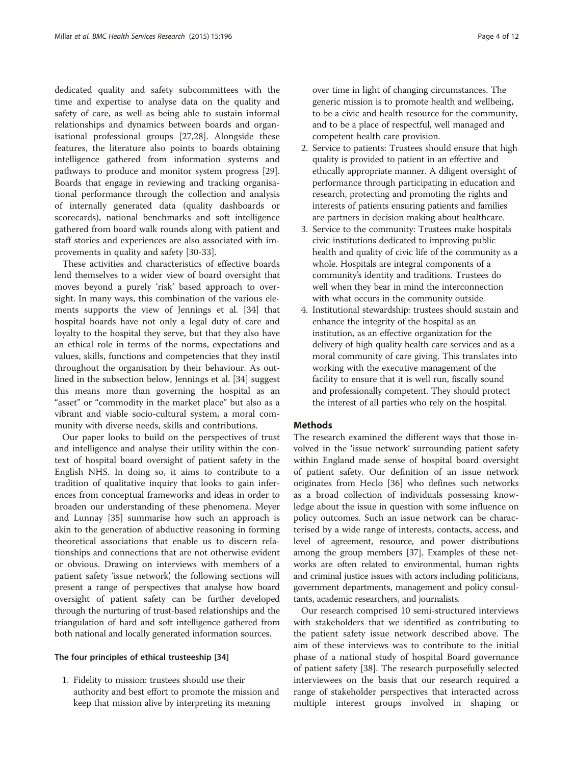dedicated quality and safety subcommittees with the time and expertise to analyse data on the quality and safety of care, as well as being able to sustain informal relationships and dynamics between boards and organisational professional groups [27,28]. Alongside these features, the literature also points to boards obtaining intelligence gathered from information systems and pathways to produce and monitor system progress [29]. Boards that engage in reviewing and tracking organisational performance through the collection and analysis of internally generated data (quality dashboards or scorecards), national benchmarks and soft intelligence gathered from board walk rounds along with patient and staff stories and experiences are also associated with improvements in quality and safety [30-33].

These activities and characteristics of effective boards lend themselves to a wider view of board oversight that moves beyond a purely 'risk' based approach to oversight. In many ways, this combination of the various elements supports the view of Jennings et al. [34] that hospital boards have not only a legal duty of care and loyalty to the hospital they serve, but that they also have an ethical role in terms of the norms, expectations and values, skills, functions and competencies that they instil throughout the organisation by their behaviour. As outlined in the subsection below, Jennings et al. [34] suggest this means more than governing the hospital as an "asset" or "commodity in the market place" but also as a vibrant and viable socio-cultural system, a moral community with diverse needs, skills and contributions.

Our paper looks to build on the perspectives of trust and intelligence and analyse their utility within the context of hospital board oversight of patient safety in the English NHS. In doing so, it aims to contribute to a tradition of qualitative inquiry that looks to gain inferences from conceptual frameworks and ideas in order to broaden our understanding of these phenomena. Meyer and Lunnay [35] summarise how such an approach is akin to the generation of abductive reasoning in forming theoretical associations that enable us to discern relationships and connections that are not otherwise evident or obvious. Drawing on interviews with members of a patient safety 'issue network', the following sections will present a range of perspectives that analyse how board oversight of patient safety can be further developed through the nurturing of trust-based relationships and the triangulation of hard and soft intelligence gathered from both national and locally generated information sources.

### The four principles of ethical trusteeship [34]

1. Fidelity to mission: trustees should use their authority and best effort to promote the mission and keep that mission alive by interpreting its meaning over time in light of changing circumstances. The generic mission is to promote health and wellbeing, to be a civic and health resource for the community, and to be a place of respectful, well managed and competent health care provision.
2. Service to patients: Trustees should ensure that high quality is provided to patient in an effective and ethically appropriate manner. A diligent oversight of performance through participating in education and research, protecting and promoting the rights and interests of patients ensuring patients and families are partners in decision making about healthcare.
3. Service to the community: Trustees make hospitals civic institutions dedicated to improving public health and quality of civic life of the community as a whole. Hospitals are integral components of a community's identity and traditions. Trustees do well when they bear in mind the interconnection with what occurs in the community outside.
4. Institutional stewardship: trustees should sustain and enhance the integrity of the hospital as an institution, as an effective organization for the delivery of high quality health care services and as a moral community of care giving. This translates into working with the executive management of the facility to ensure that it is well run, fiscally sound and professionally competent. They should protect the interest of all parties who rely on the hospital.

## Methods

The research examined the different ways that those involved in the 'issue network' surrounding patient safety within England made sense of hospital board oversight of patient safety. Our definition of an issue network originates from Heclo [36] who defines such networks as a broad collection of individuals possessing knowledge about the issue in question with some influence on policy outcomes. Such an issue network can be characterised by a wide range of interests, contacts, access, and level of agreement, resource, and power distributions among the group members [37]. Examples of these networks are often related to environmental, human rights and criminal justice issues with actors including politicians, government departments, management and policy consultants, academic researchers, and journalists.

Our research comprised 10 semi-structured interviews with stakeholders that we identified as contributing to the patient safety issue network described above. The aim of these interviews was to contribute to the initial phase of a national study of hospital Board governance of patient safety [38]. The research purposefully selected interviewees on the basis that our research required a range of stakeholder perspectives that interacted across multiple interest groups involved in shaping or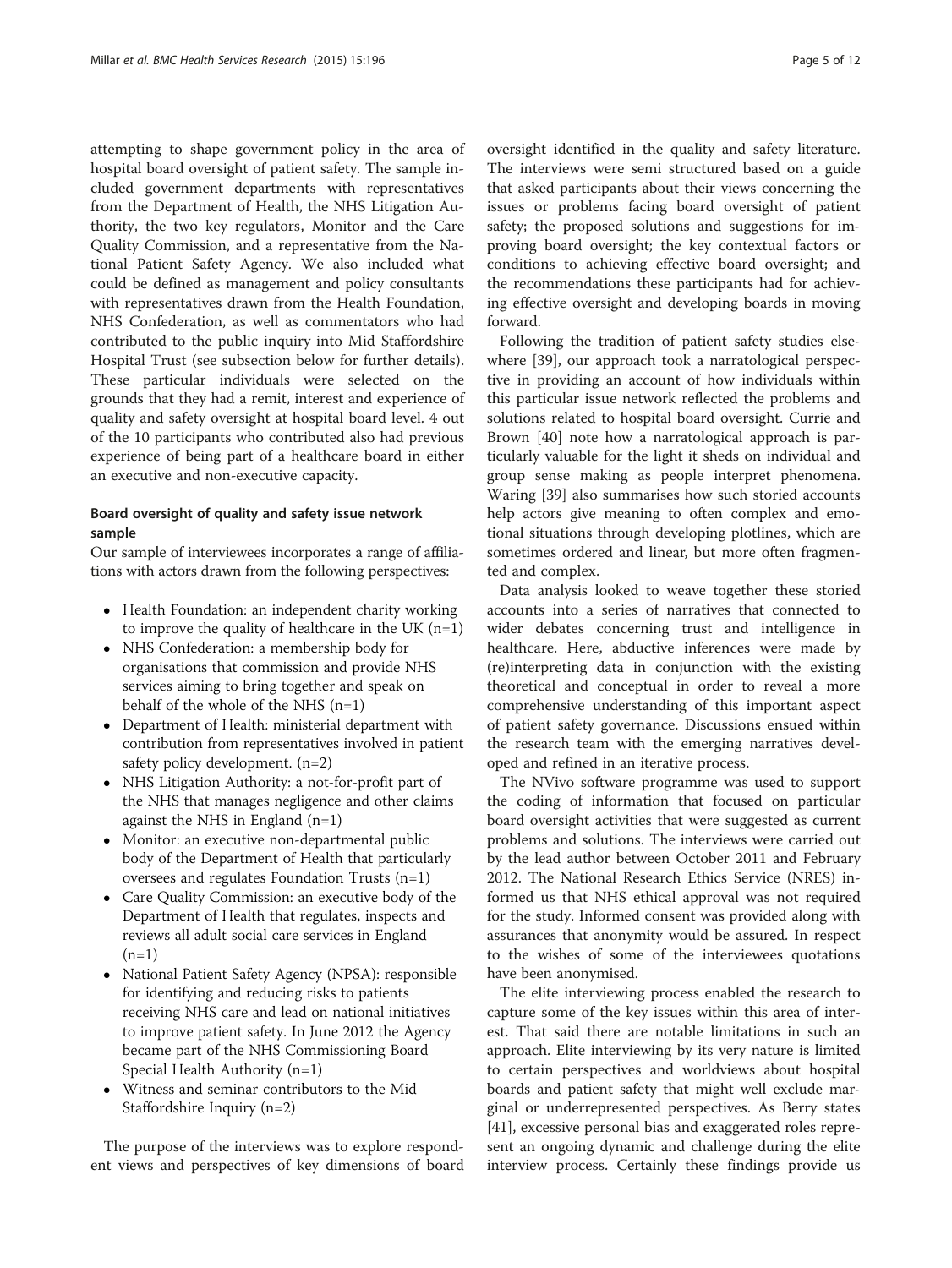attempting to shape government policy in the area of hospital board oversight of patient safety. The sample included government departments with representatives from the Department of Health, the NHS Litigation Authority, the two key regulators, Monitor and the Care Quality Commission, and a representative from the National Patient Safety Agency. We also included what could be defined as management and policy consultants with representatives drawn from the Health Foundation, NHS Confederation, as well as commentators who had contributed to the public inquiry into Mid Staffordshire Hospital Trust (see subsection below for further details). These particular individuals were selected on the grounds that they had a remit, interest and experience of quality and safety oversight at hospital board level. 4 out of the 10 participants who contributed also had previous experience of being part of a healthcare board in either an executive and non-executive capacity.

### Board oversight of quality and safety issue network sample

Our sample of interviewees incorporates a range of affiliations with actors drawn from the following perspectives:

- Health Foundation: an independent charity working to improve the quality of healthcare in the UK (n=1)
- NHS Confederation: a membership body for organisations that commission and provide NHS services aiming to bring together and speak on behalf of the whole of the NHS (n=1)
- Department of Health: ministerial department with contribution from representatives involved in patient safety policy development. (n=2)
- NHS Litigation Authority: a not-for-profit part of the NHS that manages negligence and other claims against the NHS in England (n=1)
- Monitor: an executive non-departmental public body of the Department of Health that particularly oversees and regulates Foundation Trusts (n=1)
- Care Quality Commission: an executive body of the Department of Health that regulates, inspects and reviews all adult social care services in England (n=1)
- National Patient Safety Agency (NPSA): responsible for identifying and reducing risks to patients receiving NHS care and lead on national initiatives to improve patient safety. In June 2012 the Agency became part of the NHS Commissioning Board Special Health Authority (n=1)
- Witness and seminar contributors to the Mid Staffordshire Inquiry (n=2)

The purpose of the interviews was to explore respondent views and perspectives of key dimensions of board oversight identified in the quality and safety literature. The interviews were semi structured based on a guide that asked participants about their views concerning the issues or problems facing board oversight of patient safety; the proposed solutions and suggestions for improving board oversight; the key contextual factors or conditions to achieving effective board oversight; and the recommendations these participants had for achieving effective oversight and developing boards in moving forward.

Following the tradition of patient safety studies elsewhere [39], our approach took a narratological perspective in providing an account of how individuals within this particular issue network reflected the problems and solutions related to hospital board oversight. Currie and Brown [40] note how a narratological approach is particularly valuable for the light it sheds on individual and group sense making as people interpret phenomena. Waring [39] also summarises how such storied accounts help actors give meaning to often complex and emotional situations through developing plotlines, which are sometimes ordered and linear, but more often fragmented and complex.

Data analysis looked to weave together these storied accounts into a series of narratives that connected to wider debates concerning trust and intelligence in healthcare. Here, abductive inferences were made by (re)interpreting data in conjunction with the existing theoretical and conceptual in order to reveal a more comprehensive understanding of this important aspect of patient safety governance. Discussions ensued within the research team with the emerging narratives developed and refined in an iterative process.

The NVivo software programme was used to support the coding of information that focused on particular board oversight activities that were suggested as current problems and solutions. The interviews were carried out by the lead author between October 2011 and February 2012. The National Research Ethics Service (NRES) informed us that NHS ethical approval was not required for the study. Informed consent was provided along with assurances that anonymity would be assured. In respect to the wishes of some of the interviewees quotations have been anonymised.

The elite interviewing process enabled the research to capture some of the key issues within this area of interest. That said there are notable limitations in such an approach. Elite interviewing by its very nature is limited to certain perspectives and worldviews about hospital boards and patient safety that might well exclude marginal or underrepresented perspectives. As Berry states [41], excessive personal bias and exaggerated roles represent an ongoing dynamic and challenge during the elite interview process. Certainly these findings provide us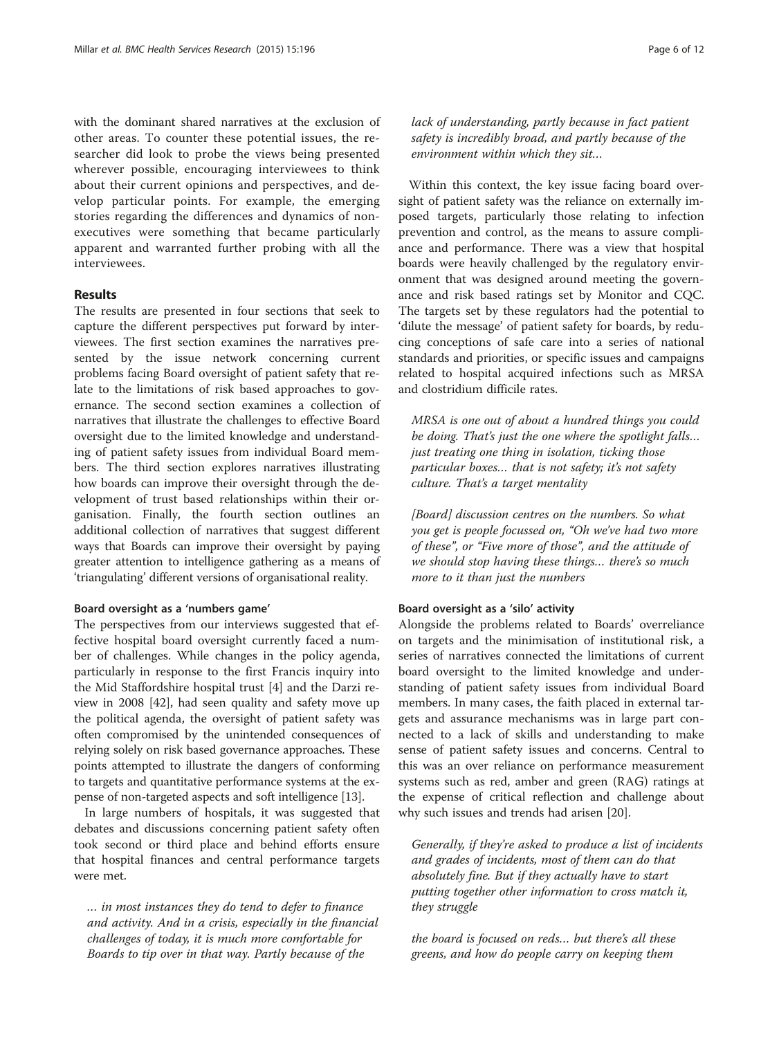with the dominant shared narratives at the exclusion of other areas. To counter these potential issues, the researcher did look to probe the views being presented wherever possible, encouraging interviewees to think about their current opinions and perspectives, and develop particular points. For example, the emerging stories regarding the differences and dynamics of non-executives were something that became particularly apparent and warranted further probing with all the interviewees.

## Results

The results are presented in four sections that seek to capture the different perspectives put forward by interviewees. The first section examines the narratives presented by the issue network concerning current problems facing Board oversight of patient safety that relate to the limitations of risk based approaches to governance. The second section examines a collection of narratives that illustrate the challenges to effective Board oversight due to the limited knowledge and understanding of patient safety issues from individual Board members. The third section explores narratives illustrating how boards can improve their oversight through the development of trust based relationships within their organisation. Finally, the fourth section outlines an additional collection of narratives that suggest different ways that Boards can improve their oversight by paying greater attention to intelligence gathering as a means of 'triangulating' different versions of organisational reality.

### Board oversight as a 'numbers game'

The perspectives from our interviews suggested that effective hospital board oversight currently faced a number of challenges. While changes in the policy agenda, particularly in response to the first Francis inquiry into the Mid Staffordshire hospital trust [4] and the Darzi review in 2008 [42], had seen quality and safety move up the political agenda, the oversight of patient safety was often compromised by the unintended consequences of relying solely on risk based governance approaches. These points attempted to illustrate the dangers of conforming to targets and quantitative performance systems at the expense of non-targeted aspects and soft intelligence [13].

In large numbers of hospitals, it was suggested that debates and discussions concerning patient safety often took second or third place and behind efforts ensure that hospital finances and central performance targets were met.

> *… in most instances they do tend to defer to finance and activity. And in a crisis, especially in the financial challenges of today, it is much more comfortable for Boards to tip over in that way. Partly because of the lack of understanding, partly because in fact patient safety is incredibly broad, and partly because of the environment within which they sit…*

Within this context, the key issue facing board oversight of patient safety was the reliance on externally imposed targets, particularly those relating to infection prevention and control, as the means to assure compliance and performance. There was a view that hospital boards were heavily challenged by the regulatory environment that was designed around meeting the governance and risk based ratings set by Monitor and CQC. The targets set by these regulators had the potential to 'dilute the message' of patient safety for boards, by reducing conceptions of safe care into a series of national standards and priorities, or specific issues and campaigns related to hospital acquired infections such as MRSA and clostridium difficile rates.

> *MRSA is one out of about a hundred things you could be doing. That's just the one where the spotlight falls… just treating one thing in isolation, ticking those particular boxes… that is not safety; it's not safety culture. That's a target mentality*

> *[Board] discussion centres on the numbers. So what you get is people focussed on, "Oh we've had two more of these", or "Five more of those", and the attitude of we should stop having these things… there's so much more to it than just the numbers*

### Board oversight as a 'silo' activity

Alongside the problems related to Boards' overreliance on targets and the minimisation of institutional risk, a series of narratives connected the limitations of current board oversight to the limited knowledge and understanding of patient safety issues from individual Board members. In many cases, the faith placed in external targets and assurance mechanisms was in large part connected to a lack of skills and understanding to make sense of patient safety issues and concerns. Central to this was an over reliance on performance measurement systems such as red, amber and green (RAG) ratings at the expense of critical reflection and challenge about why such issues and trends had arisen [20].

> *Generally, if they're asked to produce a list of incidents and grades of incidents, most of them can do that absolutely fine. But if they actually have to start putting together other information to cross match it, they struggle*

> *the board is focused on reds… but there's all these greens, and how do people carry on keeping them*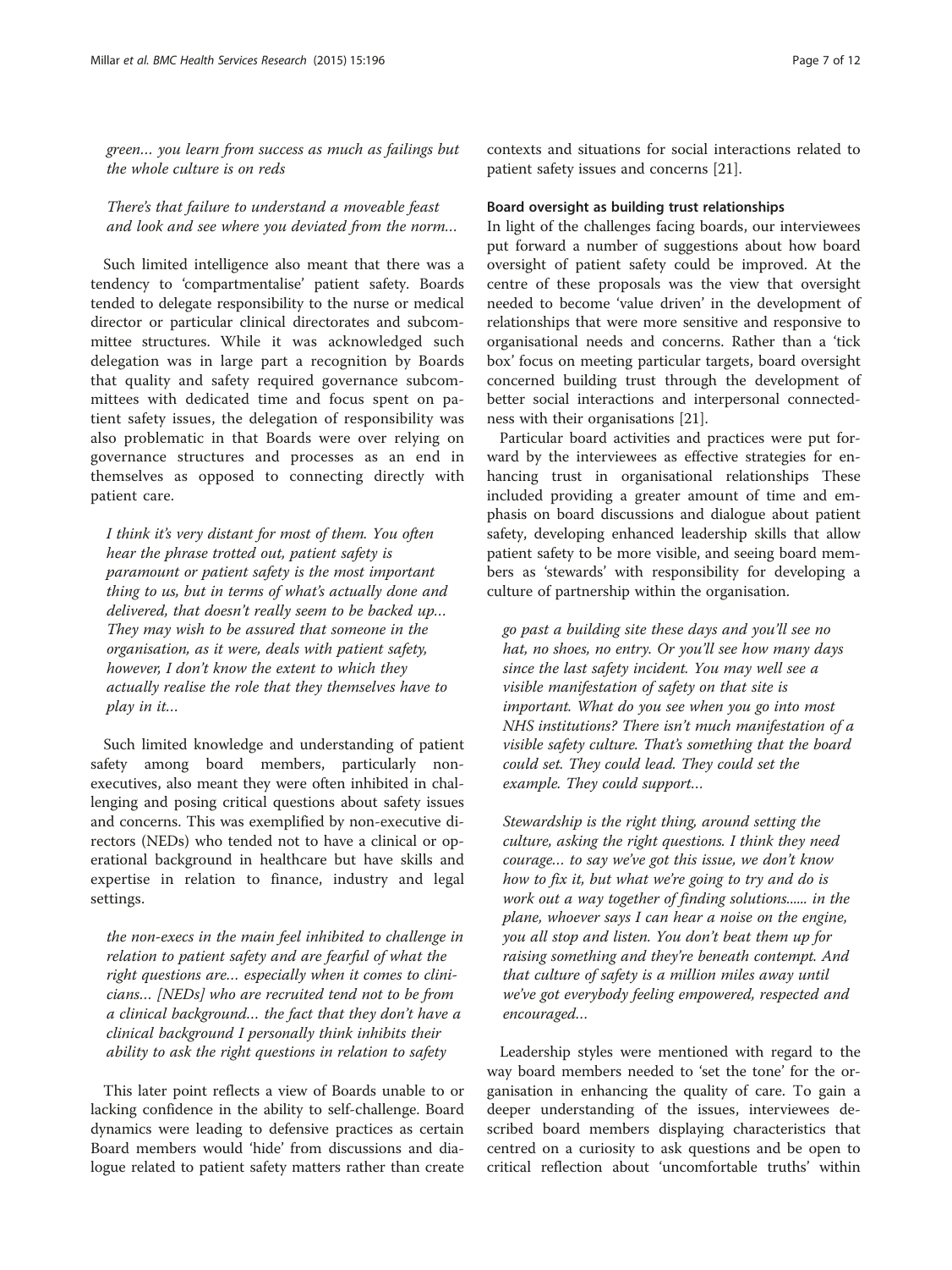*green… you learn from success as much as failings but the whole culture is on reds*

*There's that failure to understand a moveable feast and look and see where you deviated from the norm…*

Such limited intelligence also meant that there was a tendency to 'compartmentalise' patient safety. Boards tended to delegate responsibility to the nurse or medical director or particular clinical directorates and subcommittee structures. While it was acknowledged such delegation was in large part a recognition by Boards that quality and safety required governance subcommittees with dedicated time and focus spent on patient safety issues, the delegation of responsibility was also problematic in that Boards were over relying on governance structures and processes as an end in themselves as opposed to connecting directly with patient care.

*I think it's very distant for most of them. You often hear the phrase trotted out, patient safety is paramount or patient safety is the most important thing to us, but in terms of what's actually done and delivered, that doesn't really seem to be backed up… They may wish to be assured that someone in the organisation, as it were, deals with patient safety, however, I don't know the extent to which they actually realise the role that they themselves have to play in it…*

Such limited knowledge and understanding of patient safety among board members, particularly non-executives, also meant they were often inhibited in challenging and posing critical questions about safety issues and concerns. This was exemplified by non-executive directors (NEDs) who tended not to have a clinical or operational background in healthcare but have skills and expertise in relation to finance, industry and legal settings.

*the non-execs in the main feel inhibited to challenge in relation to patient safety and are fearful of what the right questions are… especially when it comes to clinicians… [NEDs] who are recruited tend not to be from a clinical background… the fact that they don't have a clinical background I personally think inhibits their ability to ask the right questions in relation to safety*

This later point reflects a view of Boards unable to or lacking confidence in the ability to self-challenge. Board dynamics were leading to defensive practices as certain Board members would 'hide' from discussions and dialogue related to patient safety matters rather than create contexts and situations for social interactions related to patient safety issues and concerns [21].

#### Board oversight as building trust relationships

In light of the challenges facing boards, our interviewees put forward a number of suggestions about how board oversight of patient safety could be improved. At the centre of these proposals was the view that oversight needed to become 'value driven' in the development of relationships that were more sensitive and responsive to organisational needs and concerns. Rather than a 'tick box' focus on meeting particular targets, board oversight concerned building trust through the development of better social interactions and interpersonal connectedness with their organisations [21].

Particular board activities and practices were put forward by the interviewees as effective strategies for enhancing trust in organisational relationships These included providing a greater amount of time and emphasis on board discussions and dialogue about patient safety, developing enhanced leadership skills that allow patient safety to be more visible, and seeing board members as 'stewards' with responsibility for developing a culture of partnership within the organisation.

*go past a building site these days and you'll see no hat, no shoes, no entry. Or you'll see how many days since the last safety incident. You may well see a visible manifestation of safety on that site is important. What do you see when you go into most NHS institutions? There isn't much manifestation of a visible safety culture. That's something that the board could set. They could lead. They could set the example. They could support…*

*Stewardship is the right thing, around setting the culture, asking the right questions. I think they need courage… to say we've got this issue, we don't know how to fix it, but what we're going to try and do is work out a way together of finding solutions...... in the plane, whoever says I can hear a noise on the engine, you all stop and listen. You don't beat them up for raising something and they're beneath contempt. And that culture of safety is a million miles away until we've got everybody feeling empowered, respected and encouraged…*

Leadership styles were mentioned with regard to the way board members needed to 'set the tone' for the organisation in enhancing the quality of care. To gain a deeper understanding of the issues, interviewees described board members displaying characteristics that centred on a curiosity to ask questions and be open to critical reflection about 'uncomfortable truths' within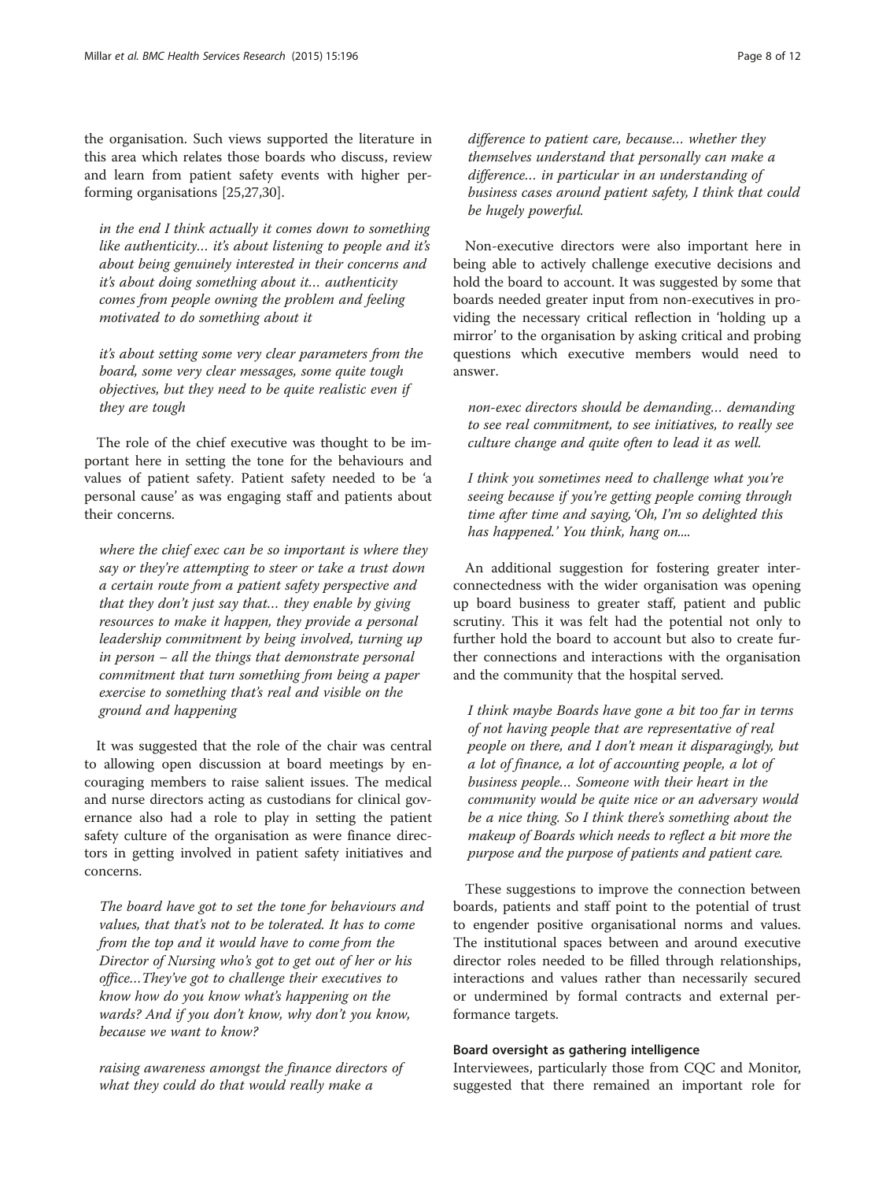the organisation. Such views supported the literature in this area which relates those boards who discuss, review and learn from patient safety events with higher performing organisations [25,27,30].

> *in the end I think actually it comes down to something like authenticity… it's about listening to people and it's about being genuinely interested in their concerns and it's about doing something about it… authenticity comes from people owning the problem and feeling motivated to do something about it*

> *it's about setting some very clear parameters from the board, some very clear messages, some quite tough objectives, but they need to be quite realistic even if they are tough*

The role of the chief executive was thought to be important here in setting the tone for the behaviours and values of patient safety. Patient safety needed to be 'a personal cause' as was engaging staff and patients about their concerns.

> *where the chief exec can be so important is where they say or they're attempting to steer or take a trust down a certain route from a patient safety perspective and that they don't just say that… they enable by giving resources to make it happen, they provide a personal leadership commitment by being involved, turning up in person – all the things that demonstrate personal commitment that turn something from being a paper exercise to something that's real and visible on the ground and happening*

It was suggested that the role of the chair was central to allowing open discussion at board meetings by encouraging members to raise salient issues. The medical and nurse directors acting as custodians for clinical governance also had a role to play in setting the patient safety culture of the organisation as were finance directors in getting involved in patient safety initiatives and concerns.

> *The board have got to set the tone for behaviours and values, that that's not to be tolerated. It has to come from the top and it would have to come from the Director of Nursing who's got to get out of her or his office…They've got to challenge their executives to know how do you know what's happening on the wards? And if you don't know, why don't you know, because we want to know?*

> *raising awareness amongst the finance directors of what they could do that would really make a difference to patient care, because… whether they themselves understand that personally can make a difference… in particular in an understanding of business cases around patient safety, I think that could be hugely powerful.*

Non-executive directors were also important here in being able to actively challenge executive decisions and hold the board to account. It was suggested by some that boards needed greater input from non-executives in providing the necessary critical reflection in 'holding up a mirror' to the organisation by asking critical and probing questions which executive members would need to answer.

> *non-exec directors should be demanding… demanding to see real commitment, to see initiatives, to really see culture change and quite often to lead it as well.*

> *I think you sometimes need to challenge what you're seeing because if you're getting people coming through time after time and saying,'Oh, I'm so delighted this has happened.' You think, hang on....*

An additional suggestion for fostering greater interconnectedness with the wider organisation was opening up board business to greater staff, patient and public scrutiny. This it was felt had the potential not only to further hold the board to account but also to create further connections and interactions with the organisation and the community that the hospital served.

> *I think maybe Boards have gone a bit too far in terms of not having people that are representative of real people on there, and I don't mean it disparagingly, but a lot of finance, a lot of accounting people, a lot of business people… Someone with their heart in the community would be quite nice or an adversary would be a nice thing. So I think there's something about the makeup of Boards which needs to reflect a bit more the purpose and the purpose of patients and patient care.*

These suggestions to improve the connection between boards, patients and staff point to the potential of trust to engender positive organisational norms and values. The institutional spaces between and around executive director roles needed to be filled through relationships, interactions and values rather than necessarily secured or undermined by formal contracts and external performance targets.

#### Board oversight as gathering intelligence

Interviewees, particularly those from CQC and Monitor, suggested that there remained an important role for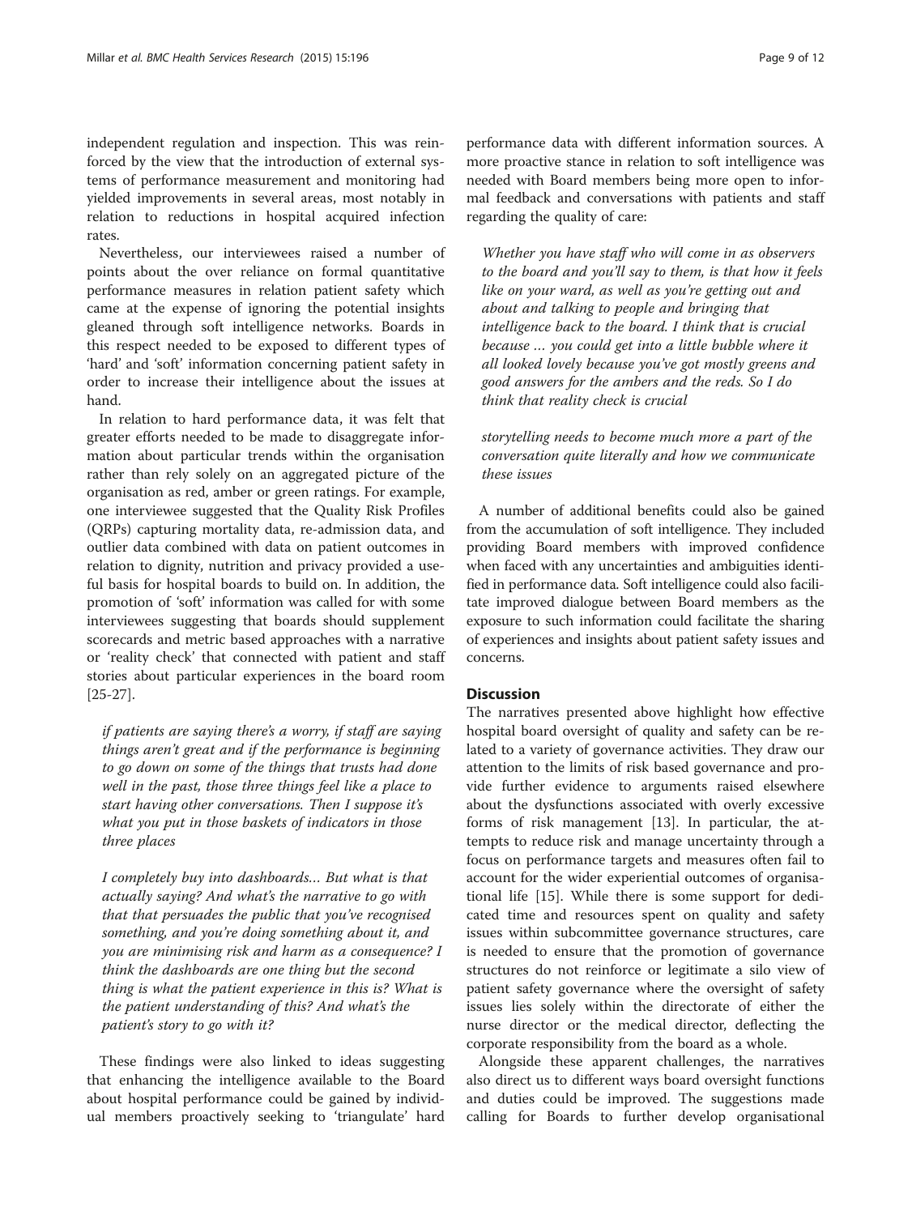independent regulation and inspection. This was reinforced by the view that the introduction of external systems of performance measurement and monitoring had yielded improvements in several areas, most notably in relation to reductions in hospital acquired infection rates.

Nevertheless, our interviewees raised a number of points about the over reliance on formal quantitative performance measures in relation patient safety which came at the expense of ignoring the potential insights gleaned through soft intelligence networks. Boards in this respect needed to be exposed to different types of 'hard' and 'soft' information concerning patient safety in order to increase their intelligence about the issues at hand.

In relation to hard performance data, it was felt that greater efforts needed to be made to disaggregate information about particular trends within the organisation rather than rely solely on an aggregated picture of the organisation as red, amber or green ratings. For example, one interviewee suggested that the Quality Risk Profiles (QRPs) capturing mortality data, re-admission data, and outlier data combined with data on patient outcomes in relation to dignity, nutrition and privacy provided a useful basis for hospital boards to build on. In addition, the promotion of 'soft' information was called for with some interviewees suggesting that boards should supplement scorecards and metric based approaches with a narrative or 'reality check' that connected with patient and staff stories about particular experiences in the board room [25-27].

> *if patients are saying there's a worry, if staff are saying things aren't great and if the performance is beginning to go down on some of the things that trusts had done well in the past, those three things feel like a place to start having other conversations. Then I suppose it's what you put in those baskets of indicators in those three places*

> *I completely buy into dashboards… But what is that actually saying? And what's the narrative to go with that that persuades the public that you've recognised something, and you're doing something about it, and you are minimising risk and harm as a consequence? I think the dashboards are one thing but the second thing is what the patient experience in this is? What is the patient understanding of this? And what's the patient's story to go with it?*

These findings were also linked to ideas suggesting that enhancing the intelligence available to the Board about hospital performance could be gained by individual members proactively seeking to 'triangulate' hard performance data with different information sources. A more proactive stance in relation to soft intelligence was needed with Board members being more open to informal feedback and conversations with patients and staff regarding the quality of care:

> *Whether you have staff who will come in as observers to the board and you'll say to them, is that how it feels like on your ward, as well as you're getting out and about and talking to people and bringing that intelligence back to the board. I think that is crucial because … you could get into a little bubble where it all looked lovely because you've got mostly greens and good answers for the ambers and the reds. So I do think that reality check is crucial*

> *storytelling needs to become much more a part of the conversation quite literally and how we communicate these issues*

A number of additional benefits could also be gained from the accumulation of soft intelligence. They included providing Board members with improved confidence when faced with any uncertainties and ambiguities identified in performance data. Soft intelligence could also facilitate improved dialogue between Board members as the exposure to such information could facilitate the sharing of experiences and insights about patient safety issues and concerns.

## Discussion

The narratives presented above highlight how effective hospital board oversight of quality and safety can be related to a variety of governance activities. They draw our attention to the limits of risk based governance and provide further evidence to arguments raised elsewhere about the dysfunctions associated with overly excessive forms of risk management [13]. In particular, the attempts to reduce risk and manage uncertainty through a focus on performance targets and measures often fail to account for the wider experiential outcomes of organisational life [15]. While there is some support for dedicated time and resources spent on quality and safety issues within subcommittee governance structures, care is needed to ensure that the promotion of governance structures do not reinforce or legitimate a silo view of patient safety governance where the oversight of safety issues lies solely within the directorate of either the nurse director or the medical director, deflecting the corporate responsibility from the board as a whole.

Alongside these apparent challenges, the narratives also direct us to different ways board oversight functions and duties could be improved. The suggestions made calling for Boards to further develop organisational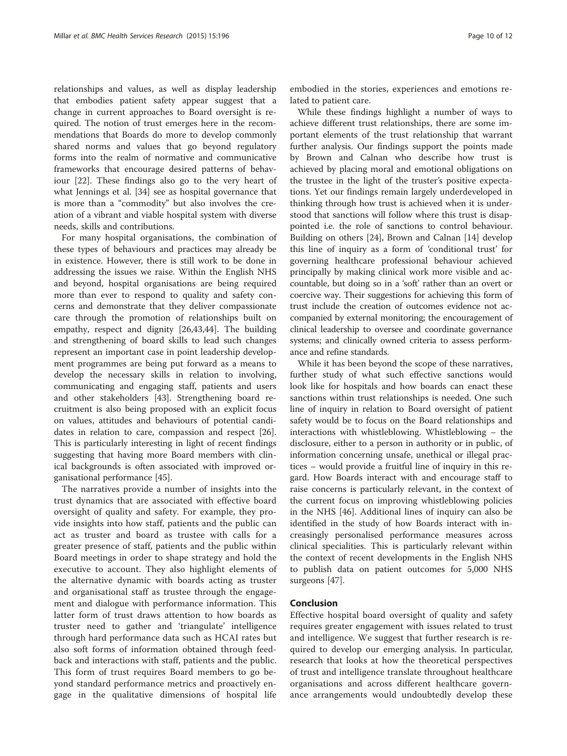relationships and values, as well as display leadership that embodies patient safety appear suggest that a change in current approaches to Board oversight is required. The notion of trust emerges here in the recommendations that Boards do more to develop commonly shared norms and values that go beyond regulatory forms into the realm of normative and communicative frameworks that encourage desired patterns of behaviour [22]. These findings also go to the very heart of what Jennings et al. [34] see as hospital governance that is more than a "commodity" but also involves the creation of a vibrant and viable hospital system with diverse needs, skills and contributions.

For many hospital organisations, the combination of these types of behaviours and practices may already be in existence. However, there is still work to be done in addressing the issues we raise. Within the English NHS and beyond, hospital organisations are being required more than ever to respond to quality and safety concerns and demonstrate that they deliver compassionate care through the promotion of relationships built on empathy, respect and dignity [26,43,44]. The building and strengthening of board skills to lead such changes represent an important case in point leadership development programmes are being put forward as a means to develop the necessary skills in relation to involving, communicating and engaging staff, patients and users and other stakeholders [43]. Strengthening board recruitment is also being proposed with an explicit focus on values, attitudes and behaviours of potential candidates in relation to care, compassion and respect [26]. This is particularly interesting in light of recent findings suggesting that having more Board members with clinical backgrounds is often associated with improved organisational performance [45].

The narratives provide a number of insights into the trust dynamics that are associated with effective board oversight of quality and safety. For example, they provide insights into how staff, patients and the public can act as truster and board as trustee with calls for a greater presence of staff, patients and the public within Board meetings in order to shape strategy and hold the executive to account. They also highlight elements of the alternative dynamic with boards acting as truster and organisational staff as trustee through the engagement and dialogue with performance information. This latter form of trust draws attention to how boards as truster need to gather and 'triangulate' intelligence through hard performance data such as HCAI rates but also soft forms of information obtained through feedback and interactions with staff, patients and the public. This form of trust requires Board members to go beyond standard performance metrics and proactively engage in the qualitative dimensions of hospital life embodied in the stories, experiences and emotions related to patient care.

While these findings highlight a number of ways to achieve different trust relationships, there are some important elements of the trust relationship that warrant further analysis. Our findings support the points made by Brown and Calnan who describe how trust is achieved by placing moral and emotional obligations on the trustee in the light of the truster's positive expectations. Yet our findings remain largely underdeveloped in thinking through how trust is achieved when it is understood that sanctions will follow where this trust is disappointed i.e. the role of sanctions to control behaviour. Building on others [24], Brown and Calnan [14] develop this line of inquiry as a form of 'conditional trust' for governing healthcare professional behaviour achieved principally by making clinical work more visible and accountable, but doing so in a 'soft' rather than an overt or coercive way. Their suggestions for achieving this form of trust include the creation of outcomes evidence not accompanied by external monitoring; the encouragement of clinical leadership to oversee and coordinate governance systems; and clinically owned criteria to assess performance and refine standards.

While it has been beyond the scope of these narratives, further study of what such effective sanctions would look like for hospitals and how boards can enact these sanctions within trust relationships is needed. One such line of inquiry in relation to Board oversight of patient safety would be to focus on the Board relationships and interactions with whistleblowing. Whistleblowing – the disclosure, either to a person in authority or in public, of information concerning unsafe, unethical or illegal practices – would provide a fruitful line of inquiry in this regard. How Boards interact with and encourage staff to raise concerns is particularly relevant, in the context of the current focus on improving whistleblowing policies in the NHS [46]. Additional lines of inquiry can also be identified in the study of how Boards interact with increasingly personalised performance measures across clinical specialities. This is particularly relevant within the context of recent developments in the English NHS to publish data on patient outcomes for 5,000 NHS surgeons [47].

## Conclusion

Effective hospital board oversight of quality and safety requires greater engagement with issues related to trust and intelligence. We suggest that further research is required to develop our emerging analysis. In particular, research that looks at how the theoretical perspectives of trust and intelligence translate throughout healthcare organisations and across different healthcare governance arrangements would undoubtedly develop these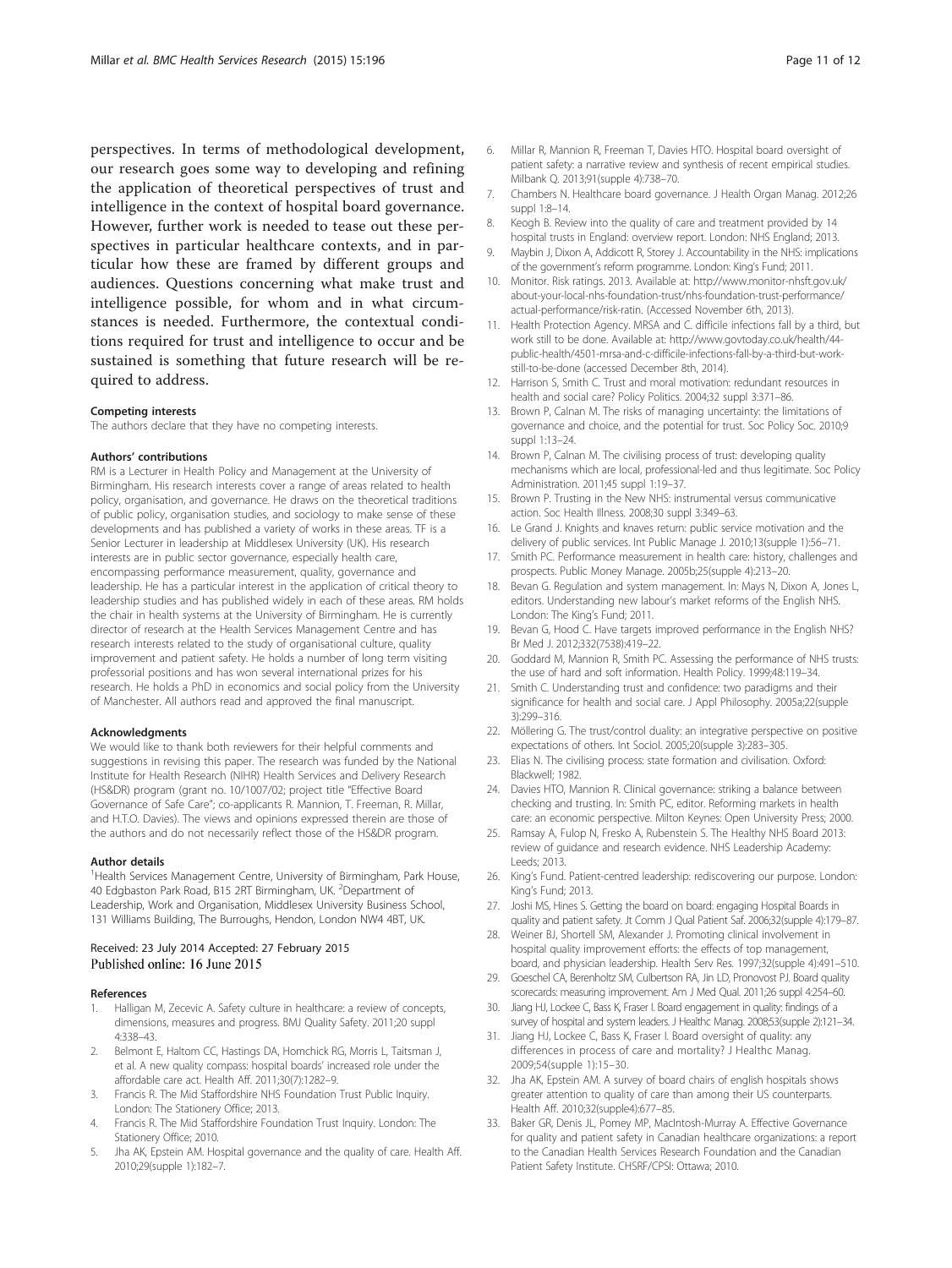perspectives. In terms of methodological development, our research goes some way to developing and refining the application of theoretical perspectives of trust and intelligence in the context of hospital board governance. However, further work is needed to tease out these perspectives in particular healthcare contexts, and in particular how these are framed by different groups and audiences. Questions concerning what make trust and intelligence possible, for whom and in what circumstances is needed. Furthermore, the contextual conditions required for trust and intelligence to occur and be sustained is something that future research will be required to address.

#### Competing interests

The authors declare that they have no competing interests.

#### Authors' contributions

RM is a Lecturer in Health Policy and Management at the University of Birmingham. His research interests cover a range of areas related to health policy, organisation, and governance. He draws on the theoretical traditions of public policy, organisation studies, and sociology to make sense of these developments and has published a variety of works in these areas. TF is a Senior Lecturer in leadership at Middlesex University (UK). His research interests are in public sector governance, especially health care, encompassing performance measurement, quality, governance and leadership. He has a particular interest in the application of critical theory to leadership studies and has published widely in each of these areas. RM holds the chair in health systems at the University of Birmingham. He is currently director of research at the Health Services Management Centre and has research interests related to the study of organisational culture, quality improvement and patient safety. He holds a number of long term visiting professorial positions and has won several international prizes for his research. He holds a PhD in economics and social policy from the University of Manchester. All authors read and approved the final manuscript.

#### Acknowledgments

We would like to thank both reviewers for their helpful comments and suggestions in revising this paper. The research was funded by the National Institute for Health Research (NIHR) Health Services and Delivery Research (HS&DR) program (grant no. 10/1007/02; project title "Effective Board Governance of Safe Care"; co-applicants R. Mannion, T. Freeman, R. Millar, and H.T.O. Davies). The views and opinions expressed therein are those of the authors and do not necessarily reflect those of the HS&DR program.

#### Author details

[1]Health Services Management Centre, University of Birmingham, Park House, 40 Edgbaston Park Road, B15 2RT Birmingham, UK. [2]Department of Leadership, Work and Organisation, Middlesex University Business School, 131 Williams Building, The Burroughs, Hendon, London NW4 4BT, UK.

Received: 23 July 2014 Accepted: 27 February 2015
Published online: 16 June 2015

#### References

1. Halligan M, Zecevic A. Safety culture in healthcare: a review of concepts, dimensions, measures and progress. BMJ Quality Safety. 2011;20 suppl 4:338–43.
2. Belmont E, Haltom CC, Hastings DA, Homchick RG, Morris L, Taitsman J, et al. A new quality compass: hospital boards' increased role under the affordable care act. Health Aff. 2011;30(7):1282–9.
3. Francis R. The Mid Staffordshire NHS Foundation Trust Public Inquiry. London: The Stationery Office; 2013.
4. Francis R. The Mid Staffordshire Foundation Trust Inquiry. London: The Stationery Office; 2010.
5. Jha AK, Epstein AM. Hospital governance and the quality of care. Health Aff. 2010;29(supple 1):182–7.
6. Millar R, Mannion R, Freeman T, Davies HTO. Hospital board oversight of patient safety: a narrative review and synthesis of recent empirical studies. Milbank Q. 2013;91(supple 4):738–70.
7. Chambers N. Healthcare board governance. J Health Organ Manag. 2012;26 suppl 1:8–14.
8. Keogh B. Review into the quality of care and treatment provided by 14 hospital trusts in England: overview report. London: NHS England; 2013.
9. Maybin J, Dixon A, Addicott R, Storey J. Accountability in the NHS: implications of the government's reform programme. London: King's Fund; 2011.
10. Monitor. Risk ratings. 2013. Available at: http://www.monitor-nhsft.gov.uk/about-your-local-nhs-foundation-trust/nhs-foundation-trust-performance/actual-performance/risk-ratin. (Accessed November 6th, 2013).
11. Health Protection Agency. MRSA and C. difficile infections fall by a third, but work still to be done. Available at: http://www.govtoday.co.uk/health/44-public-health/4501-mrsa-and-c-difficile-infections-fall-by-a-third-but-work-still-to-be-done (accessed December 8th, 2014).
12. Harrison S, Smith C. Trust and moral motivation: redundant resources in health and social care? Policy Politics. 2004;32 suppl 3:371–86.
13. Brown P, Calnan M. The risks of managing uncertainty: the limitations of governance and choice, and the potential for trust. Soc Policy Soc. 2010;9 suppl 1:13–24.
14. Brown P, Calnan M. The civilising process of trust: developing quality mechanisms which are local, professional-led and thus legitimate. Soc Policy Administration. 2011;45 suppl 1:19–37.
15. Brown P. Trusting in the New NHS: instrumental versus communicative action. Soc Health Illness. 2008;30 suppl 3:349–63.
16. Le Grand J. Knights and knaves return: public service motivation and the delivery of public services. Int Public Manage J. 2010;13(supple 1):56–71.
17. Smith PC. Performance measurement in health care: history, challenges and prospects. Public Money Manage. 2005b;25(supple 4):213–20.
18. Bevan G. Regulation and system management. In: Mays N, Dixon A, Jones L, editors. Understanding new labour's market reforms of the English NHS. London: The King's Fund; 2011.
19. Bevan G, Hood C. Have targets improved performance in the English NHS? Br Med J. 2012;332(7538):419–22.
20. Goddard M, Mannion R, Smith PC. Assessing the performance of NHS trusts: the use of hard and soft information. Health Policy. 1999;48:119–34.
21. Smith C. Understanding trust and confidence: two paradigms and their significance for health and social care. J Appl Philosophy. 2005a;22(supple 3):299–316.
22. Möllering G. The trust/control duality: an integrative perspective on positive expectations of others. Int Sociol. 2005;20(supple 3):283–305.
23. Elias N. The civilising process: state formation and civilisation. Oxford: Blackwell; 1982.
24. Davies HTO, Mannion R. Clinical governance: striking a balance between checking and trusting. In: Smith PC, editor. Reforming markets in health care: an economic perspective. Milton Keynes: Open University Press; 2000.
25. Ramsay A, Fulop N, Fresko A, Rubenstein S. The Healthy NHS Board 2013: review of guidance and research evidence. NHS Leadership Academy: Leeds; 2013.
26. King's Fund. Patient-centred leadership: rediscovering our purpose. London: King's Fund; 2013.
27. Joshi MS, Hines S. Getting the board on board: engaging Hospital Boards in quality and patient safety. Jt Comm J Qual Patient Saf. 2006;32(supple 4):179–87.
28. Weiner BJ, Shortell SM, Alexander J. Promoting clinical involvement in hospital quality improvement efforts: the effects of top management, board, and physician leadership. Health Serv Res. 1997;32(supple 4):491–510.
29. Goeschel CA, Berenholtz SM, Culbertson RA, Jin LD, Pronovost PJ. Board quality scorecards: measuring improvement. Am J Med Qual. 2011;26 suppl 4:254–60.
30. Jiang HJ, Lockee C, Bass K, Fraser I. Board engagement in quality: findings of a survey of hospital and system leaders. J Healthc Manag. 2008;53(supple 2):121–34.
31. Jiang HJ, Lockee C, Bass K, Fraser I. Board oversight of quality: any differences in process of care and mortality? J Healthc Manag. 2009;54(supple 1):15–30.
32. Jha AK, Epstein AM. A survey of board chairs of english hospitals shows greater attention to quality of care than among their US counterparts. Health Aff. 2010;32(supple4):677–85.
33. Baker GR, Denis JL, Pomey MP, MacIntosh-Murray A. Effective Governance for quality and patient safety in Canadian healthcare organizations: a report to the Canadian Health Services Research Foundation and the Canadian Patient Safety Institute. CHSRF/CPSI: Ottawa; 2010.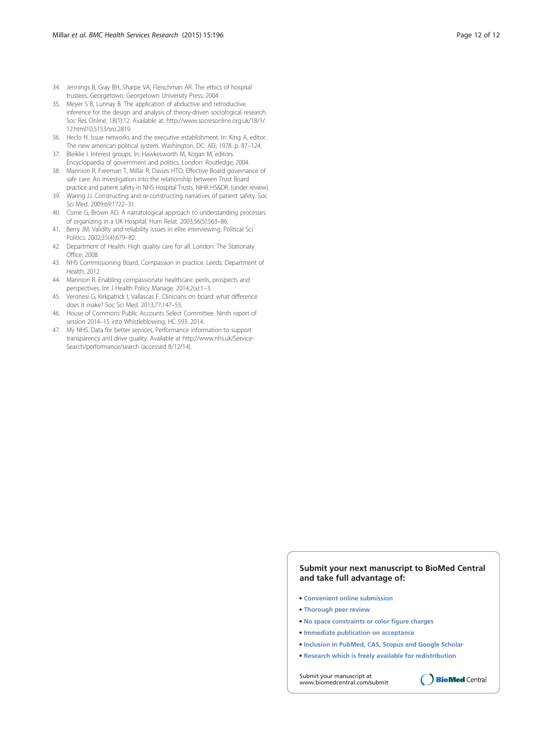34. Jennings B, Gray BH, Sharpe VA, Fleischman AR. The ethics of hospital trustees. Georgetown: Georgetown University Press; 2004.
35. Meyer S B, Lunnay B. The application of abductive and retroductive inference for the design and analysis of theory-driven sociological research. Soc Res Online. 18(1):12. Available at: http://www.socresonline.org.uk/18/1/12.html10.5153/sro.2819.
36. Heclo H. Issue networks and the executive establishment. In: King A, editor. The new american political system. Washington, DC: AEI; 1978. p. 87–124.
37. Bleiklie I. Interest groups. In: Hawkesworth M, Kogan M, editors. Encyclopaedia of government and politics. London: Routledge; 2004.
38. Mannion R, Freeman T, Millar R, Davies HTO. Effective Board governance of safe care: An investigation into the relationship between Trust Board practice and patient safety in NHS Hospital Trusts. NIHR HS&DR. (under review).
39. Waring JJ. Constructing and re-constructing narratives of patient safety. Soc Sci Med. 2009;69:1722–31.
40. Currie G, Brown AD. A narratological approach to understanding processes of organizing in a UK Hospital. Hum Relat. 2003;56(5):563–86.
41. Berry JM. Validity and reliability issues in elite interviewing. Political Sci Politics. 2002;35(4):679–82.
42. Department of Health. High quality care for all. London: The Stationary Office; 2008.
43. NHS Commissioning Board. Compassion in practice. Leeds: Department of Health; 2012.
44. Mannion R. Enabling compassionate healthcare: perils, prospects and perspectives. Int J Health Policy Manage. 2014;2(x):1–3.
45. Veronesi G, Kirkpatrick I, Vallascas F. Clinicians on board: what difference does it make? Soc Sci Med. 2013;77:147–55.
46. House of Commons Public Accounts Select Committee. Ninth report of session 2014–15 into Whistleblowing, HC 593. 2014.
47. My NHS. Data for better services, Performance information to support transparency and drive quality. Available at http://www.nhs.uk/Service-Search/performance/search (accessed 8/12/14).

**Submit your next manuscript to BioMed Central and take full advantage of:**

- **Convenient online submission**
- **Thorough peer review**
- **No space constraints or color figure charges**
- **Immediate publication on acceptance**
- **Inclusion in PubMed, CAS, Scopus and Google Scholar**
- **Research which is freely available for redistribution**

Submit your manuscript at
www.biomedcentral.com/submit

BioMed Central